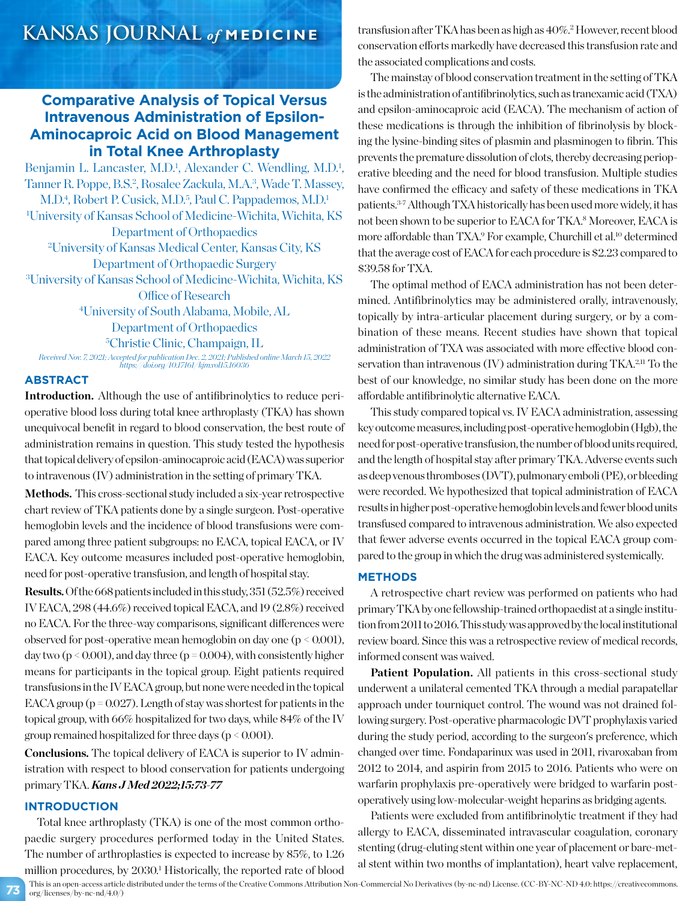# Comparative Analysis of Topical Versus Intravenous Administration of Epsilon-Aminocaproic Acid on Blood Management in Total Knee Arthroplasty

Benjamin L. Lancaster, M.D.[1], Alexander C. Wendling, M.D.[1], Tanner R. Poppe, B.S.[2], Rosalee Zackula, M.A.[3], Wade T. Massey, M.D.[4], Robert P. Cusick, M.D.[5], Paul C. Pappademos, M.D.[1]

[1]University of Kansas School of Medicine-Wichita, Wichita, KS Department of Orthopaedics

[2]University of Kansas Medical Center, Kansas City, KS Department of Orthopaedic Surgery

[3]University of Kansas School of Medicine-Wichita, Wichita, KS Office of Research

[4]University of South Alabama, Mobile, AL Department of Orthopaedics

[5]Christie Clinic, Champaign, IL

*Received Nov. 7, 2021; Accepted for publication Dec. 2, 2021; Published online March 15, 2022 https://doi.org/10.17161/kjm.vol15.16036*

## ABSTRACT

**Introduction.** Although the use of antifibrinolytics to reduce perioperative blood loss during total knee arthroplasty (TKA) has shown unequivocal benefit in regard to blood conservation, the best route of administration remains in question. This study tested the hypothesis that topical delivery of epsilon-aminocaproic acid (EACA) was superior to intravenous (IV) administration in the setting of primary TKA.

**Methods.** This cross-sectional study included a six-year retrospective chart review of TKA patients done by a single surgeon. Post-operative hemoglobin levels and the incidence of blood transfusions were compared among three patient subgroups: no EACA, topical EACA, or IV EACA. Key outcome measures included post-operative hemoglobin, need for post-operative transfusion, and length of hospital stay.

**Results.** Of the 668 patients included in this study, 351 (52.5%) received IV EACA, 298 (44.6%) received topical EACA, and 19 (2.8%) received no EACA. For the three-way comparisons, significant differences were observed for post-operative mean hemoglobin on day one ($p < 0.001$), day two ($p < 0.001$), and day three ($p = 0.004$), with consistently higher means for participants in the topical group. Eight patients required transfusions in the IV EACA group, but none were needed in the topical EACA group ($p = 0.027$). Length of stay was shortest for patients in the topical group, with 66% hospitalized for two days, while 84% of the IV group remained hospitalized for three days ($p < 0.001$).

**Conclusions.** The topical delivery of EACA is superior to IV administration with respect to blood conservation for patients undergoing primary TKA. ***Kans J Med 2022;15:73-77***

## INTRODUCTION

Total knee arthroplasty (TKA) is one of the most common orthopaedic surgery procedures performed today in the United States. The number of arthroplasties is expected to increase by 85%, to 1.26 million procedures, by 2030.[1] Historically, the reported rate of blood transfusion after TKA has been as high as 40%.[2] However, recent blood conservation efforts markedly have decreased this transfusion rate and the associated complications and costs.

The mainstay of blood conservation treatment in the setting of TKA is the administration of antifibrinolytics, such as tranexamic acid (TXA) and epsilon-aminocaproic acid (EACA). The mechanism of action of these medications is through the inhibition of fibrinolysis by blocking the lysine-binding sites of plasmin and plasminogen to fibrin. This prevents the premature dissolution of clots, thereby decreasing perioperative bleeding and the need for blood transfusion. Multiple studies have confirmed the efficacy and safety of these medications in TKA patients.[3-7] Although TXA historically has been used more widely, it has not been shown to be superior to EACA for TKA.[8] Moreover, EACA is more affordable than TXA.[9] For example, Churchill et al.[10] determined that the average cost of EACA for each procedure is \$2.23 compared to \$39.58 for TXA.

The optimal method of EACA administration has not been determined. Antifibrinolytics may be administered orally, intravenously, topically by intra-articular placement during surgery, or by a combination of these means. Recent studies have shown that topical administration of TXA was associated with more effective blood conservation than intravenous (IV) administration during TKA.[2,11] To the best of our knowledge, no similar study has been done on the more affordable antifibrinolytic alternative EACA.

This study compared topical vs. IV EACA administration, assessing key outcome measures, including post-operative hemoglobin (Hgb), the need for post-operative transfusion, the number of blood units required, and the length of hospital stay after primary TKA. Adverse events such as deep venous thromboses (DVT), pulmonary emboli (PE), or bleeding were recorded. We hypothesized that topical administration of EACA results in higher post-operative hemoglobin levels and fewer blood units transfused compared to intravenous administration. We also expected that fewer adverse events occurred in the topical EACA group compared to the group in which the drug was administered systemically.

## METHODS

A retrospective chart review was performed on patients who had primary TKA by one fellowship-trained orthopaedist at a single institution from 2011 to 2016. This study was approved by the local institutional review board. Since this was a retrospective review of medical records, informed consent was waived.

**Patient Population.** All patients in this cross-sectional study underwent a unilateral cemented TKA through a medial parapatellar approach under tourniquet control. The wound was not drained following surgery. Post-operative pharmacologic DVT prophylaxis varied during the study period, according to the surgeon's preference, which changed over time. Fondaparinux was used in 2011, rivaroxaban from 2012 to 2014, and aspirin from 2015 to 2016. Patients who were on warfarin prophylaxis pre-operatively were bridged to warfarin post-operatively using low-molecular-weight heparins as bridging agents.

Patients were excluded from antifibrinolytic treatment if they had allergy to EACA, disseminated intravascular coagulation, coronary stenting (drug-eluting stent within one year of placement or bare-metal stent within two months of implantation), heart valve replacement,

This is an open-access article distributed under the terms of the Creative Commons Attribution Non-Commercial No Derivatives (by-nc-nd) License. (CC-BY-NC-ND 4.0: https://creativecommons.org/licenses/by-nc-nd/4.0/)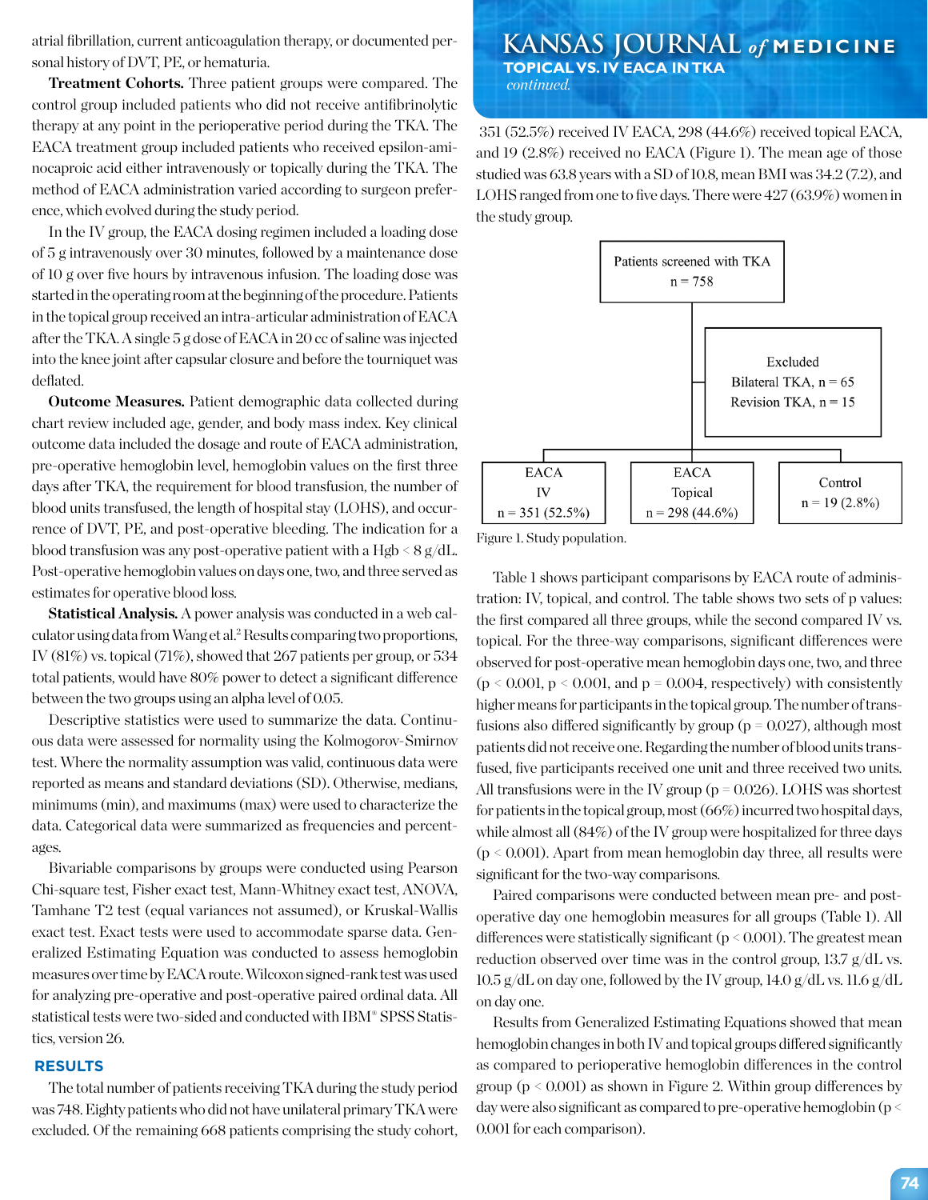atrial fibrillation, current anticoagulation therapy, or documented personal history of DVT, PE, or hematuria.

**Treatment Cohorts.** Three patient groups were compared. The control group included patients who did not receive antifibrinolytic therapy at any point in the perioperative period during the TKA. The EACA treatment group included patients who received epsilon-aminocaproic acid either intravenously or topically during the TKA. The method of EACA administration varied according to surgeon preference, which evolved during the study period.

In the IV group, the EACA dosing regimen included a loading dose of 5 g intravenously over 30 minutes, followed by a maintenance dose of 10 g over five hours by intravenous infusion. The loading dose was started in the operating room at the beginning of the procedure. Patients in the topical group received an intra-articular administration of EACA after the TKA. A single 5 g dose of EACA in 20 cc of saline was injected into the knee joint after capsular closure and before the tourniquet was deflated.

**Outcome Measures.** Patient demographic data collected during chart review included age, gender, and body mass index. Key clinical outcome data included the dosage and route of EACA administration, pre-operative hemoglobin level, hemoglobin values on the first three days after TKA, the requirement for blood transfusion, the number of blood units transfused, the length of hospital stay (LOHS), and occurrence of DVT, PE, and post-operative bleeding. The indication for a blood transfusion was any post-operative patient with a Hgb < 8 g/dL. Post-operative hemoglobin values on days one, two, and three served as estimates for operative blood loss.

**Statistical Analysis.** A power analysis was conducted in a web calculator using data from Wang et al.[2] Results comparing two proportions, IV (81%) vs. topical (71%), showed that 267 patients per group, or 534 total patients, would have 80% power to detect a significant difference between the two groups using an alpha level of 0.05.

Descriptive statistics were used to summarize the data. Continuous data were assessed for normality using the Kolmogorov-Smirnov test. Where the normality assumption was valid, continuous data were reported as means and standard deviations (SD). Otherwise, medians, minimums (min), and maximums (max) were used to characterize the data. Categorical data were summarized as frequencies and percentages.

Bivariable comparisons by groups were conducted using Pearson Chi-square test, Fisher exact test, Mann-Whitney exact test, ANOVA, Tamhane T2 test (equal variances not assumed), or Kruskal-Wallis exact test. Exact tests were used to accommodate sparse data. Generalized Estimating Equation was conducted to assess hemoglobin measures over time by EACA route. Wilcoxon signed-rank test was used for analyzing pre-operative and post-operative paired ordinal data. All statistical tests were two-sided and conducted with IBM® SPSS Statistics, version 26.

## RESULTS

The total number of patients receiving TKA during the study period was 748. Eighty patients who did not have unilateral primary TKA were excluded. Of the remaining 668 patients comprising the study cohort, 351 (52.5%) received IV EACA, 298 (44.6%) received topical EACA, and 19 (2.8%) received no EACA (Figure 1). The mean age of those studied was 63.8 years with a SD of 10.8, mean BMI was 34.2 (7.2), and LOHS ranged from one to five days. There were 427 (63.9%) women in the study group.

Patients screened with TKA
n = 758

Excluded
Bilateral TKA, n = 65
Revision TKA, n = 15

EACA IV
n = 351 (52.5%)

EACA Topical
n = 298 (44.6%)

Control
n = 19 (2.8%)

Figure 1. Study population.

Table 1 shows participant comparisons by EACA route of administration: IV, topical, and control. The table shows two sets of p values: the first compared all three groups, while the second compared IV vs. topical. For the three-way comparisons, significant differences were observed for post-operative mean hemoglobin days one, two, and three ($p < 0.001$, $p < 0.001$, and $p = 0.004$, respectively) with consistently higher means for participants in the topical group. The number of transfusions also differed significantly by group ($p = 0.027$), although most patients did not receive one. Regarding the number of blood units transfused, five participants received one unit and three received two units. All transfusions were in the IV group ($p = 0.026$). LOHS was shortest for patients in the topical group, most (66%) incurred two hospital days, while almost all (84%) of the IV group were hospitalized for three days ($p < 0.001$). Apart from mean hemoglobin day three, all results were significant for the two-way comparisons.

Paired comparisons were conducted between mean pre- and post-operative day one hemoglobin measures for all groups (Table 1). All differences were statistically significant ($p < 0.001$). The greatest mean reduction observed over time was in the control group, 13.7 g/dL vs. 10.5 g/dL on day one, followed by the IV group, 14.0 g/dL vs. 11.6 g/dL on day one.

Results from Generalized Estimating Equations showed that mean hemoglobin changes in both IV and topical groups differed significantly as compared to perioperative hemoglobin differences in the control group ($p < 0.001$) as shown in Figure 2. Within group differences by day were also significant as compared to pre-operative hemoglobin ($p < 0.001$ for each comparison).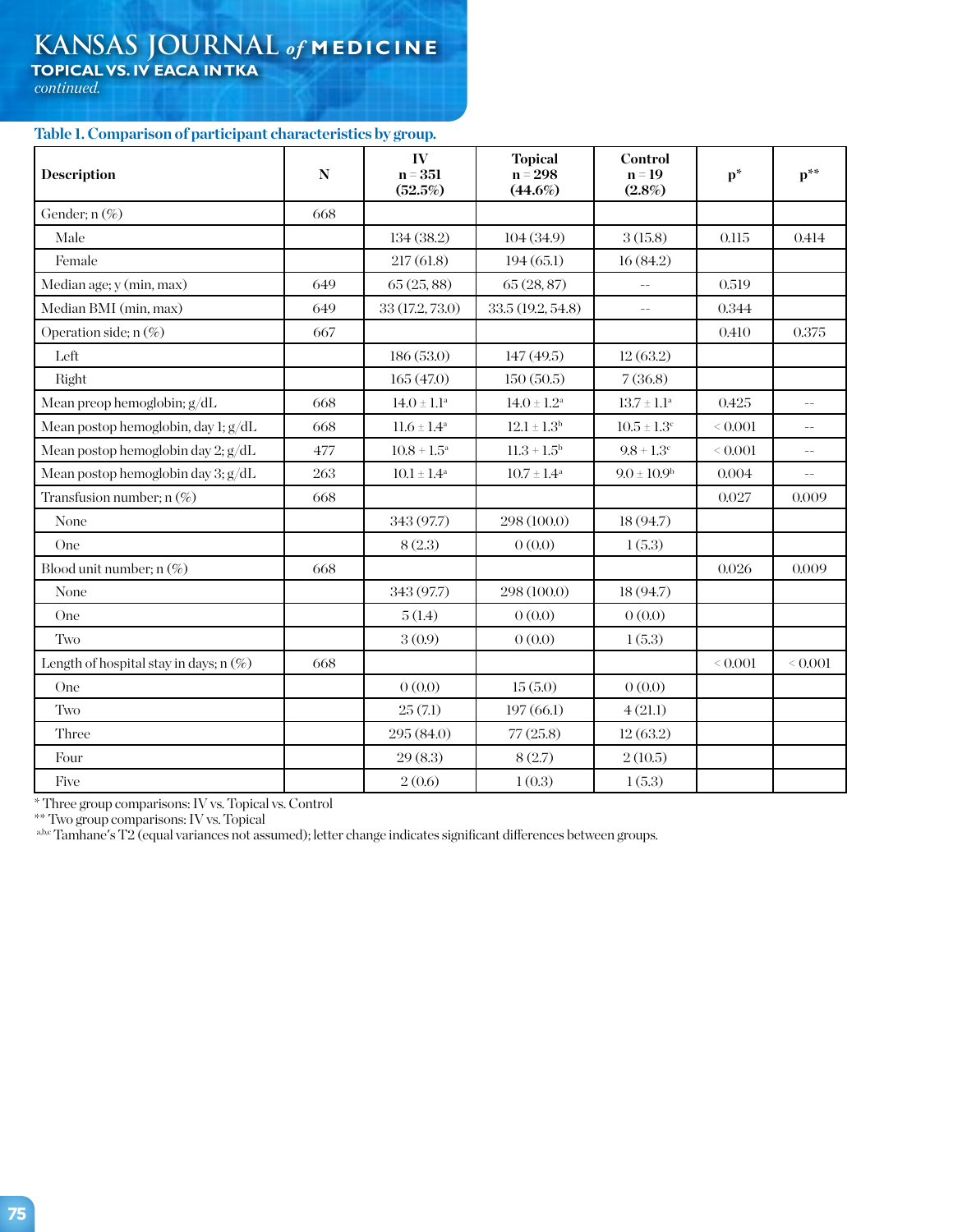**Table 1. Comparison of participant characteristics by group.**

| Description | N | IV n = 351 (52.5%) | Topical n = 298 (44.6%) | Control n = 19 (2.8%) | p* | p** |
|---|---|---|---|---|---|---|
| Gender; n (%) | 668 | | | | | |
| Male | | 134 (38.2) | 104 (34.9) | 3 (15.8) | 0.115 | 0.414 |
| Female | | 217 (61.8) | 194 (65.1) | 16 (84.2) | | |
| Median age; y (min, max) | 649 | 65 (25, 88) | 65 (28, 87) | -- | 0.519 | |
| Median BMI (min, max) | 649 | 33 (17.2, 73.0) | 33.5 (19.2, 54.8) | -- | 0.344 | |
| Operation side; n (%) | 667 | | | | 0.410 | 0.375 |
| Left | | 186 (53.0) | 147 (49.5) | 12 (63.2) | | |
| Right | | 165 (47.0) | 150 (50.5) | 7 (36.8) | | |
| Mean preop hemoglobin; g/dL | 668 | 14.0 ± 1.1[a] | 14.0 ± 1.2[a] | 13.7 ± 1.1[a] | 0.425 | -- |
| Mean postop hemoglobin, day 1; g/dL | 668 | 11.6 ± 1.4[a] | 12.1 ± 1.3[b] | 10.5 ± 1.3[c] | < 0.001 | -- |
| Mean postop hemoglobin day 2; g/dL | 477 | 10.8 + 1.5[a] | 11.3 + 1.5[b] | 9.8 + 1.3[c] | < 0.001 | -- |
| Mean postop hemoglobin day 3; g/dL | 263 | 10.1 ± 1.4[a] | 10.7 ± 1.4[a] | 9.0 ± 10.9[b] | 0.004 | -- |
| Transfusion number; n (%) | 668 | | | | 0.027 | 0.009 |
| None | | 343 (97.7) | 298 (100.0) | 18 (94.7) | | |
| One | | 8 (2.3) | 0 (0.0) | 1 (5.3) | | |
| Blood unit number; n (%) | 668 | | | | 0.026 | 0.009 |
| None | | 343 (97.7) | 298 (100.0) | 18 (94.7) | | |
| One | | 5 (1.4) | 0 (0.0) | 0 (0.0) | | |
| Two | | 3 (0.9) | 0 (0.0) | 1 (5.3) | | |
| Length of hospital stay in days; n (%) | 668 | | | | < 0.001 | < 0.001 |
| One | | 0 (0.0) | 15 (5.0) | 0 (0.0) | | |
| Two | | 25 (7.1) | 197 (66.1) | 4 (21.1) | | |
| Three | | 295 (84.0) | 77 (25.8) | 12 (63.2) | | |
| Four | | 29 (8.3) | 8 (2.7) | 2 (10.5) | | |
| Five | | 2 (0.6) | 1 (0.3) | 1 (5.3) | | |

\* Three group comparisons: IV vs. Topical vs. Control

\** Two group comparisons: IV vs. Topical

[a,b,c] Tamhane's T2 (equal variances not assumed); letter change indicates significant differences between groups.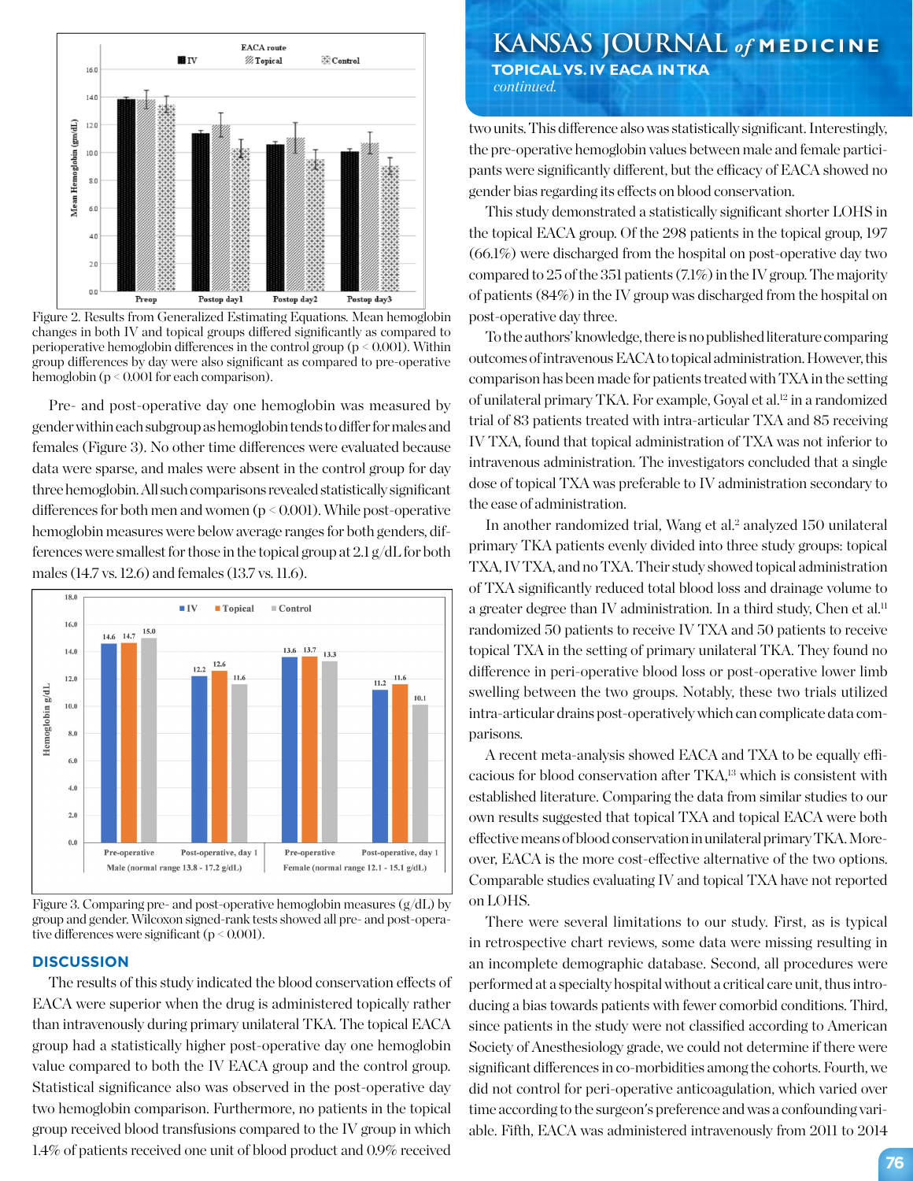EACA route

IV

Topical

Control

Mean Hemoglobin (gm/dL)

16.0

14.0

12.0

10.0

8.0

6.0

4.0

2.0

0.0

Preop

Postop day1

Postop day2

Postop day3

Figure 2. Results from Generalized Estimating Equations. Mean hemoglobin changes in both IV and topical groups differed significantly as compared to perioperative hemoglobin differences in the control group ($p < 0.001$). Within group differences by day were also significant as compared to pre-operative hemoglobin ($p < 0.001$ for each comparison).

Pre- and post-operative day one hemoglobin was measured by gender within each subgroup as hemoglobin tends to differ for males and females (Figure 3). No other time differences were evaluated because data were sparse, and males were absent in the control group for day three hemoglobin. All such comparisons revealed statistically significant differences for both men and women ($p < 0.001$). While post-operative hemoglobin measures were below average ranges for both genders, differences were smallest for those in the topical group at 2.1 g/dL for both males (14.7 vs. 12.6) and females (13.7 vs. 11.6).

IV

Topical

Control

Hemoglobin g/dL

18.0

16.0

14.0

12.0

10.0

8.0

6.0

4.0

2.0

0.0

14.6 14.7 15.0

12.2 12.6 11.6

13.6 13.7 13.3

11.2 11.6 10.1

Pre-operative

Post-operative, day 1

Pre-operative

Post-operative, day 1

Male (normal range 13.8 - 17.2 g/dL)

Female (normal range 12.1 - 15.1 g/dL)

Figure 3. Comparing pre- and post-operative hemoglobin measures (g/dL) by group and gender. Wilcoxon signed-rank tests showed all pre- and post-operative differences were significant ($p < 0.001$).

## DISCUSSION

The results of this study indicated the blood conservation effects of EACA were superior when the drug is administered topically rather than intravenously during primary unilateral TKA. The topical EACA group had a statistically higher post-operative day one hemoglobin value compared to both the IV EACA group and the control group. Statistical significance also was observed in the post-operative day two hemoglobin comparison. Furthermore, no patients in the topical group received blood transfusions compared to the IV group in which 1.4% of patients received one unit of blood product and 0.9% received two units. This difference also was statistically significant. Interestingly, the pre-operative hemoglobin values between male and female participants were significantly different, but the efficacy of EACA showed no gender bias regarding its effects on blood conservation.

This study demonstrated a statistically significant shorter LOHS in the topical EACA group. Of the 298 patients in the topical group, 197 (66.1%) were discharged from the hospital on post-operative day two compared to 25 of the 351 patients (7.1%) in the IV group. The majority of patients (84%) in the IV group was discharged from the hospital on post-operative day three.

To the authors' knowledge, there is no published literature comparing outcomes of intravenous EACA to topical administration. However, this comparison has been made for patients treated with TXA in the setting of unilateral primary TKA. For example, Goyal et al.[12] in a randomized trial of 83 patients treated with intra-articular TXA and 85 receiving IV TXA, found that topical administration of TXA was not inferior to intravenous administration. The investigators concluded that a single dose of topical TXA was preferable to IV administration secondary to the ease of administration.

In another randomized trial, Wang et al.[2] analyzed 150 unilateral primary TKA patients evenly divided into three study groups: topical TXA, IV TXA, and no TXA. Their study showed topical administration of TXA significantly reduced total blood loss and drainage volume to a greater degree than IV administration. In a third study, Chen et al.[11] randomized 50 patients to receive IV TXA and 50 patients to receive topical TXA in the setting of primary unilateral TKA. They found no difference in peri-operative blood loss or post-operative lower limb swelling between the two groups. Notably, these two trials utilized intra-articular drains post-operatively which can complicate data comparisons.

A recent meta-analysis showed EACA and TXA to be equally efficacious for blood conservation after TKA,[13] which is consistent with established literature. Comparing the data from similar studies to our own results suggested that topical TXA and topical EACA were both effective means of blood conservation in unilateral primary TKA. Moreover, EACA is the more cost-effective alternative of the two options. Comparable studies evaluating IV and topical TXA have not reported on LOHS.

There were several limitations to our study. First, as is typical in retrospective chart reviews, some data were missing resulting in an incomplete demographic database. Second, all procedures were performed at a specialty hospital without a critical care unit, thus introducing a bias towards patients with fewer comorbid conditions. Third, since patients in the study were not classified according to American Society of Anesthesiology grade, we could not determine if there were significant differences in co-morbidities among the cohorts. Fourth, we did not control for peri-operative anticoagulation, which varied over time according to the surgeon's preference and was a confounding variable. Fifth, EACA was administered intravenously from 2011 to 2014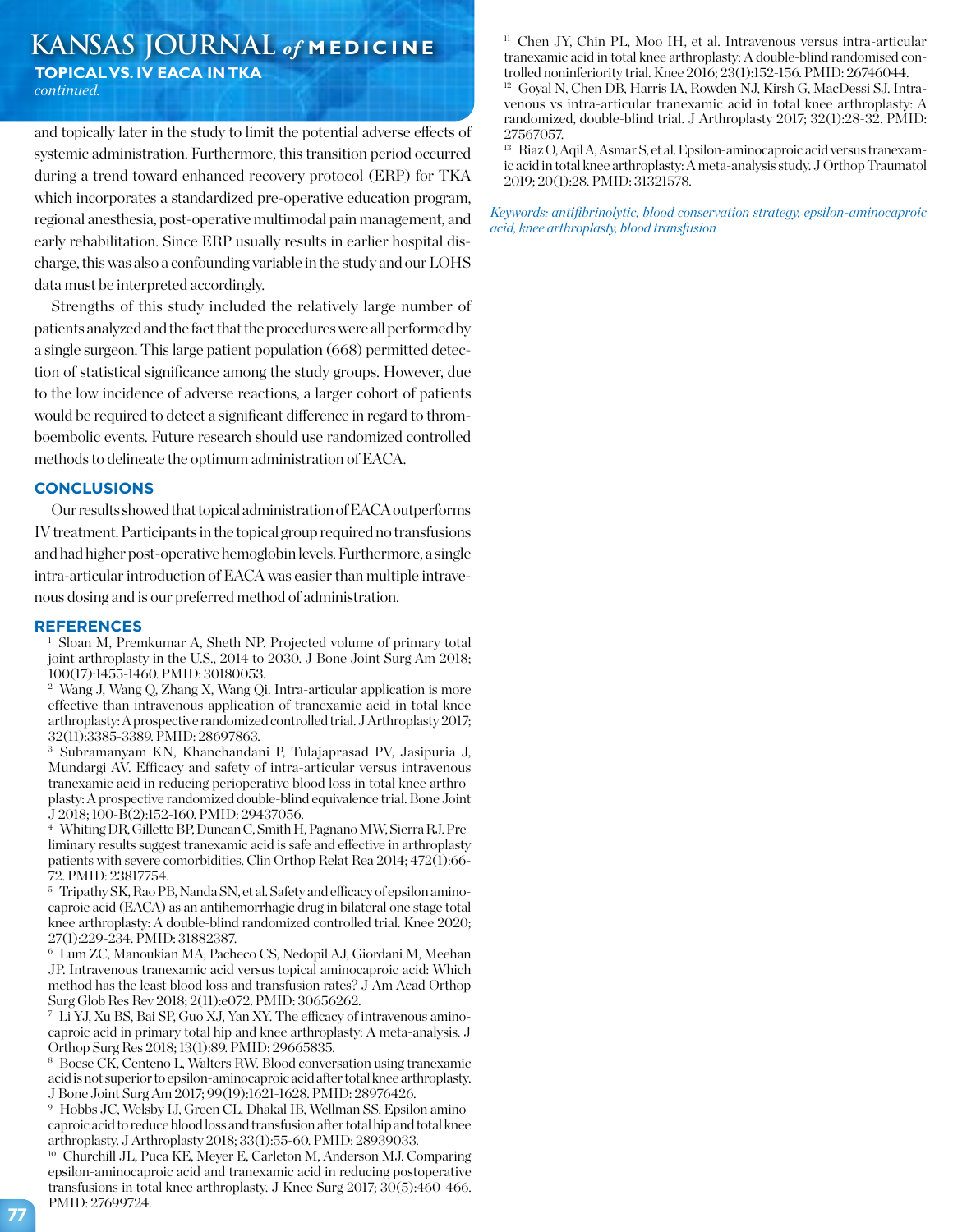and topically later in the study to limit the potential adverse effects of systemic administration. Furthermore, this transition period occurred during a trend toward enhanced recovery protocol (ERP) for TKA which incorporates a standardized pre-operative education program, regional anesthesia, post-operative multimodal pain management, and early rehabilitation. Since ERP usually results in earlier hospital discharge, this was also a confounding variable in the study and our LOHS data must be interpreted accordingly.

Strengths of this study included the relatively large number of patients analyzed and the fact that the procedures were all performed by a single surgeon. This large patient population (668) permitted detection of statistical significance among the study groups. However, due to the low incidence of adverse reactions, a larger cohort of patients would be required to detect a significant difference in regard to thromboembolic events. Future research should use randomized controlled methods to delineate the optimum administration of EACA.

## CONCLUSIONS

Our results showed that topical administration of EACA outperforms IV treatment. Participants in the topical group required no transfusions and had higher post-operative hemoglobin levels. Furthermore, a single intra-articular introduction of EACA was easier than multiple intravenous dosing and is our preferred method of administration.

## REFERENCES

[1] Sloan M, Premkumar A, Sheth NP. Projected volume of primary total joint arthroplasty in the U.S., 2014 to 2030. J Bone Joint Surg Am 2018; 100(17):1455-1460. PMID: 30180053.

[2] Wang J, Wang Q, Zhang X, Wang Qi. Intra-articular application is more effective than intravenous application of tranexamic acid in total knee arthroplasty: A prospective randomized controlled trial. J Arthroplasty 2017; 32(11):3385-3389. PMID: 28697863.

[3] Subramanyam KN, Khanchandani P, Tulajaprasad PV, Jasipuria J, Mundargi AV. Efficacy and safety of intra-articular versus intravenous tranexamic acid in reducing perioperative blood loss in total knee arthroplasty: A prospective randomized double-blind equivalence trial. Bone Joint J 2018; 100-B(2):152-160. PMID: 29437056.

[4] Whiting DR, Gillette BP, Duncan C, Smith H, Pagnano MW, Sierra RJ. Preliminary results suggest tranexamic acid is safe and effective in arthroplasty patients with severe comorbidities. Clin Orthop Relat Rea 2014; 472(1):66-72. PMID: 23817754.

[5] Tripathy SK, Rao PB, Nanda SN, et al. Safety and efficacy of epsilon aminocaproic acid (EACA) as an antihemorrhagic drug in bilateral one stage total knee arthroplasty: A double-blind randomized controlled trial. Knee 2020; 27(1):229-234. PMID: 31882387.

[6] Lum ZC, Manoukian MA, Pacheco CS, Nedopil AJ, Giordani M, Meehan JP. Intravenous tranexamic acid versus topical aminocaproic acid: Which method has the least blood loss and transfusion rates? J Am Acad Orthop Surg Glob Res Rev 2018; 2(11):e072. PMID: 30656262.

[7] Li YJ, Xu BS, Bai SP, Guo XJ, Yan XY. The efficacy of intravenous aminocaproic acid in primary total hip and knee arthroplasty: A meta-analysis. J Orthop Surg Res 2018; 13(1):89. PMID: 29665835.

[8] Boese CK, Centeno L, Walters RW. Blood conversation using tranexamic acid is not superior to epsilon-aminocaproic acid after total knee arthroplasty. J Bone Joint Surg Am 2017; 99(19):1621-1628. PMID: 28976426.

[9] Hobbs JC, Welsby IJ, Green CL, Dhakal IB, Wellman SS. Epsilon aminocaproic acid to reduce blood loss and transfusion after total hip and total knee arthroplasty. J Arthroplasty 2018; 33(1):55-60. PMID: 28939033.

[10] Churchill JL, Puca KE, Meyer E, Carleton M, Anderson MJ. Comparing epsilon-aminocaproic acid and tranexamic acid in reducing postoperative transfusions in total knee arthroplasty. J Knee Surg 2017; 30(5):460-466. PMID: 27699724.

[11] Chen JY, Chin PL, Moo IH, et al. Intravenous versus intra-articular tranexamic acid in total knee arthroplasty: A double-blind randomised controlled noninferiority trial. Knee 2016; 23(1):152-156. PMID: 26746044.

[12] Goyal N, Chen DB, Harris IA, Rowden NJ, Kirsh G, MacDessi SJ. Intravenous vs intra-articular tranexamic acid in total knee arthroplasty: A randomized, double-blind trial. J Arthroplasty 2017; 32(1):28-32. PMID: 27567057.

[13] Riaz O, Aqil A, Asmar S, et al. Epsilon-aminocaproic acid versus tranexamic acid in total knee arthroplasty: A meta-analysis study. J Orthop Traumatol 2019; 20(1):28. PMID: 31321578.

*Keywords: antifibrinolytic, blood conservation strategy, epsilon-aminocaproic acid, knee arthroplasty, blood transfusion*